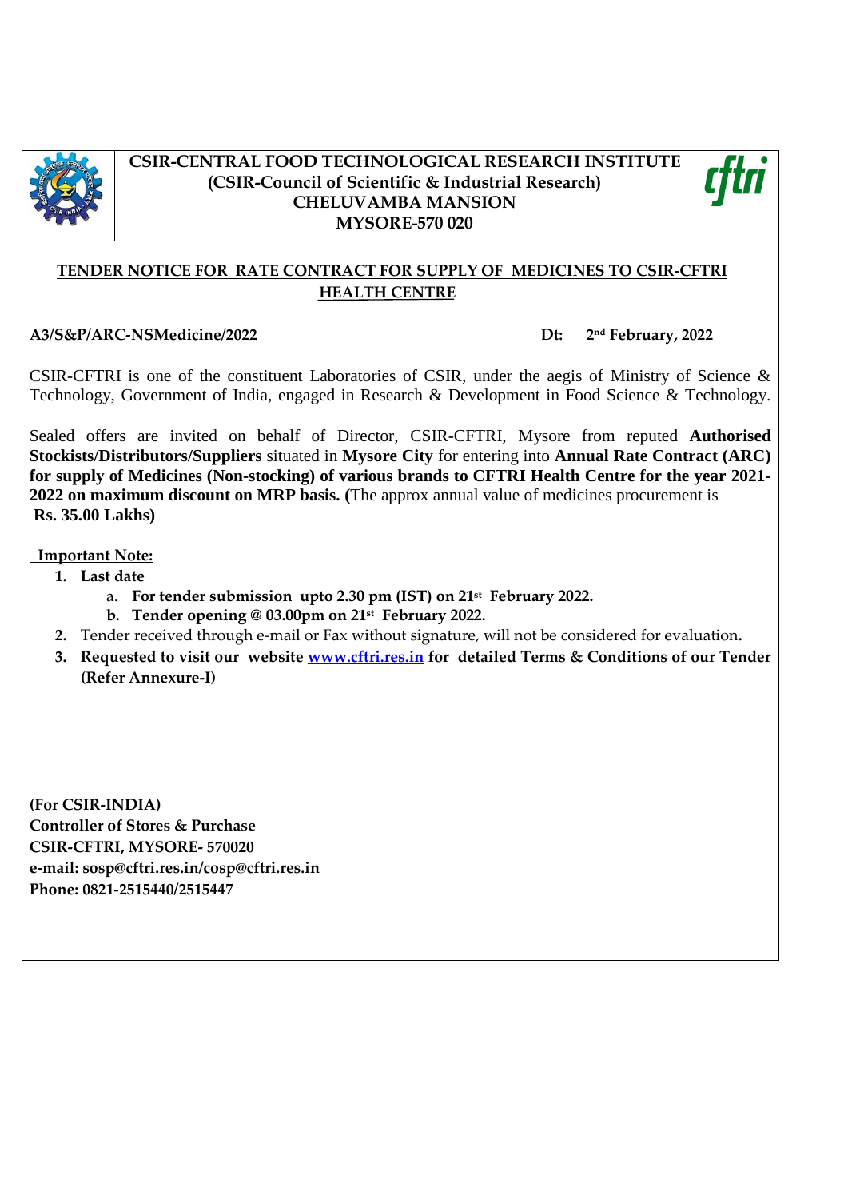**CSIR-CENTRAL FOOD TECHNOLOGICAL RESEARCH INSTITUTE**
**(CSIR-Council of Scientific & Industrial Research)**
**CHELUVAMBA MANSION**
**MYSORE-570 020**

## TENDER NOTICE FOR RATE CONTRACT FOR SUPPLY OF MEDICINES TO CSIR-CFTRI HEALTH CENTRE

**A3/S&P/ARC-NSMedicine/2022** **Dt: 2nd February, 2022**

CSIR-CFTRI is one of the constituent Laboratories of CSIR, under the aegis of Ministry of Science & Technology, Government of India, engaged in Research & Development in Food Science & Technology.

Sealed offers are invited on behalf of Director, CSIR-CFTRI, Mysore from reputed **Authorised Stockists/Distributors/Suppliers** situated in **Mysore City** for entering into **Annual Rate Contract (ARC) for supply of Medicines (Non-stocking) of various brands to CFTRI Health Centre for the year 2021-2022 on maximum discount on MRP basis. (**The approx annual value of medicines procurement is **Rs. 35.00 Lakhs)**

**Important Note:**

1. **Last date**
   a. **For tender submission upto 2.30 pm (IST) on 21st February 2022.**
   b. **Tender opening @ 03.00pm on 21st February 2022.**
2. Tender received through e-mail or Fax without signature, will not be considered for evaluation**.**
3. **Requested to visit our website www.cftri.res.in for detailed Terms & Conditions of our Tender (Refer Annexure-I)**

**(For CSIR-INDIA)**
**Controller of Stores & Purchase**
**CSIR-CFTRI, MYSORE- 570020**
**e-mail: sosp@cftri.res.in/cosp@cftri.res.in**
**Phone: 0821-2515440/2515447**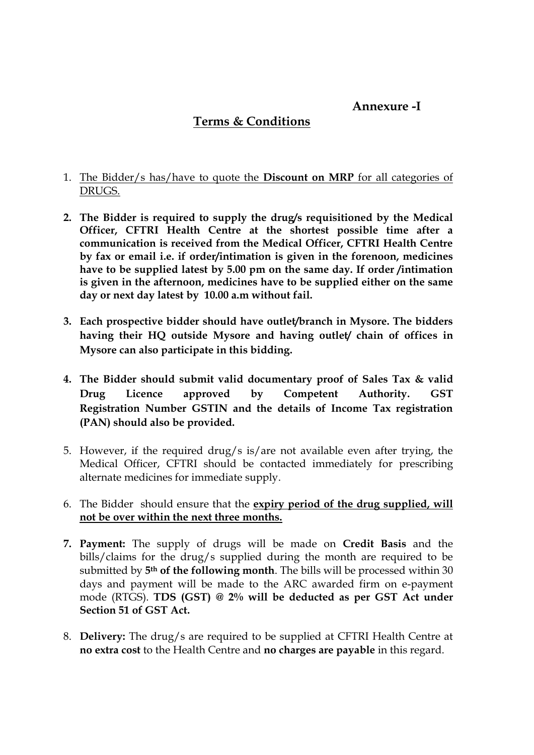**Annexure -I**

## Terms & Conditions

1. The Bidder/s has/have to quote the **Discount on MRP** for all categories of DRUGS.

2. **The Bidder is required to supply the drug/s requisitioned by the Medical Officer, CFTRI Health Centre at the shortest possible time after a communication is received from the Medical Officer, CFTRI Health Centre by fax or email i.e. if order/intimation is given in the forenoon, medicines have to be supplied latest by 5.00 pm on the same day. If order /intimation is given in the afternoon, medicines have to be supplied either on the same day or next day latest by 10.00 a.m without fail.**

3. **Each prospective bidder should have outlet/branch in Mysore. The bidders having their HQ outside Mysore and having outlet/ chain of offices in Mysore can also participate in this bidding.**

4. **The Bidder should submit valid documentary proof of Sales Tax & valid Drug Licence approved by Competent Authority. GST Registration Number GSTIN and the details of Income Tax registration (PAN) should also be provided.**

5. However, if the required drug/s is/are not available even after trying, the Medical Officer, CFTRI should be contacted immediately for prescribing alternate medicines for immediate supply.

6. The Bidder should ensure that the **expiry period of the drug supplied, will not be over within the next three months.**

7. **Payment:** The supply of drugs will be made on **Credit Basis** and the bills/claims for the drug/s supplied during the month are required to be submitted by **5th of the following month**. The bills will be processed within 30 days and payment will be made to the ARC awarded firm on e-payment mode (RTGS). **TDS (GST) @ 2% will be deducted as per GST Act under Section 51 of GST Act.**

8. **Delivery:** The drug/s are required to be supplied at CFTRI Health Centre at **no extra cost** to the Health Centre and **no charges are payable** in this regard.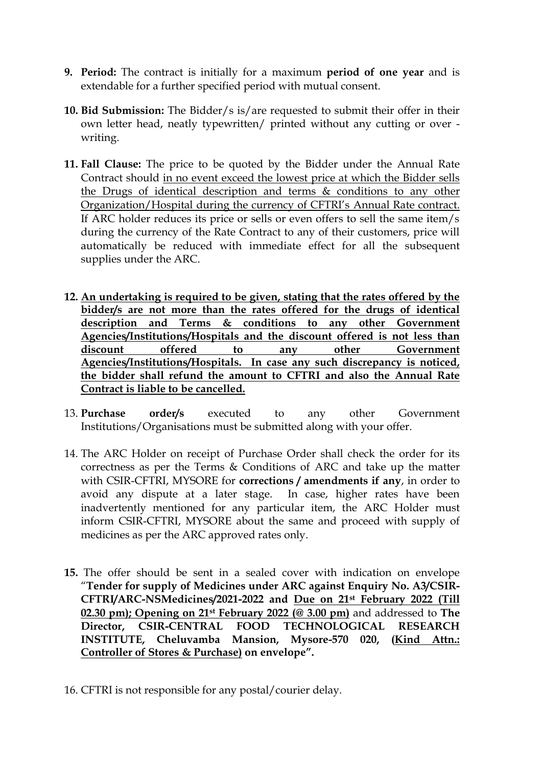9. **Period:** The contract is initially for a maximum **period of one year** and is extendable for a further specified period with mutual consent.

10. **Bid Submission:** The Bidder/s is/are requested to submit their offer in their own letter head, neatly typewritten/ printed without any cutting or over - writing.

11. **Fall Clause:** The price to be quoted by the Bidder under the Annual Rate Contract should in no event exceed the lowest price at which the Bidder sells the Drugs of identical description and terms & conditions to any other Organization/Hospital during the currency of CFTRI's Annual Rate contract. If ARC holder reduces its price or sells or even offers to sell the same item/s during the currency of the Rate Contract to any of their customers, price will automatically be reduced with immediate effect for all the subsequent supplies under the ARC.

12. **An undertaking is required to be given, stating that the rates offered by the bidder/s are not more than the rates offered for the drugs of identical description and Terms & conditions to any other Government Agencies/Institutions/Hospitals and the discount offered is not less than discount offered to any other Government Agencies/Institutions/Hospitals. In case any such discrepancy is noticed, the bidder shall refund the amount to CFTRI and also the Annual Rate Contract is liable to be cancelled.**

13. **Purchase order/s** executed to any other Government Institutions/Organisations must be submitted along with your offer.

14. The ARC Holder on receipt of Purchase Order shall check the order for its correctness as per the Terms & Conditions of ARC and take up the matter with CSIR-CFTRI, MYSORE for **corrections / amendments if any**, in order to avoid any dispute at a later stage. In case, higher rates have been inadvertently mentioned for any particular item, the ARC Holder must inform CSIR-CFTRI, MYSORE about the same and proceed with supply of medicines as per the ARC approved rates only.

15. The offer should be sent in a sealed cover with indication on envelope "**Tender for supply of Medicines under ARC against Enquiry No. A3/CSIR-CFTRI/ARC-NSMedicines/2021-2022 and Due on 21st February 2022 (Till 02.30 pm); Opening on 21st February 2022 (@ 3.00 pm)** and addressed to **The Director, CSIR-CENTRAL FOOD TECHNOLOGICAL RESEARCH INSTITUTE, Cheluvamba Mansion, Mysore-570 020, (Kind Attn.: Controller of Stores & Purchase) on envelope".**

16. CFTRI is not responsible for any postal/courier delay.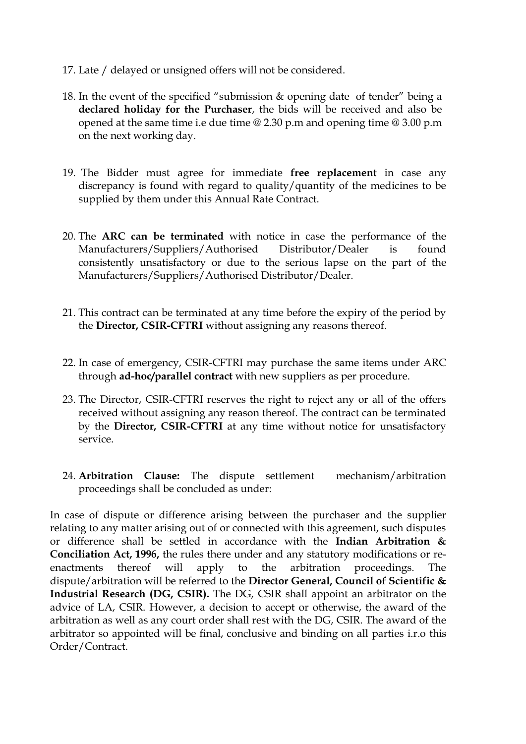17. Late / delayed or unsigned offers will not be considered.

18. In the event of the specified "submission & opening date of tender" being a **declared holiday for the Purchaser**, the bids will be received and also be opened at the same time i.e due time @ 2.30 p.m and opening time @ 3.00 p.m on the next working day.

19. The Bidder must agree for immediate **free replacement** in case any discrepancy is found with regard to quality/quantity of the medicines to be supplied by them under this Annual Rate Contract.

20. The **ARC can be terminated** with notice in case the performance of the Manufacturers/Suppliers/Authorised Distributor/Dealer is found consistently unsatisfactory or due to the serious lapse on the part of the Manufacturers/Suppliers/Authorised Distributor/Dealer.

21. This contract can be terminated at any time before the expiry of the period by the **Director, CSIR-CFTRI** without assigning any reasons thereof.

22. In case of emergency, CSIR-CFTRI may purchase the same items under ARC through **ad-hoc/parallel contract** with new suppliers as per procedure.

23. The Director, CSIR-CFTRI reserves the right to reject any or all of the offers received without assigning any reason thereof. The contract can be terminated by the **Director, CSIR-CFTRI** at any time without notice for unsatisfactory service.

24. **Arbitration Clause:** The dispute settlement mechanism/arbitration proceedings shall be concluded as under:

In case of dispute or difference arising between the purchaser and the supplier relating to any matter arising out of or connected with this agreement, such disputes or difference shall be settled in accordance with the **Indian Arbitration & Conciliation Act, 1996,** the rules there under and any statutory modifications or re-enactments thereof will apply to the arbitration proceedings. The dispute/arbitration will be referred to the **Director General, Council of Scientific & Industrial Research (DG, CSIR).** The DG, CSIR shall appoint an arbitrator on the advice of LA, CSIR. However, a decision to accept or otherwise, the award of the arbitration as well as any court order shall rest with the DG, CSIR. The award of the arbitrator so appointed will be final, conclusive and binding on all parties i.r.o this Order/Contract.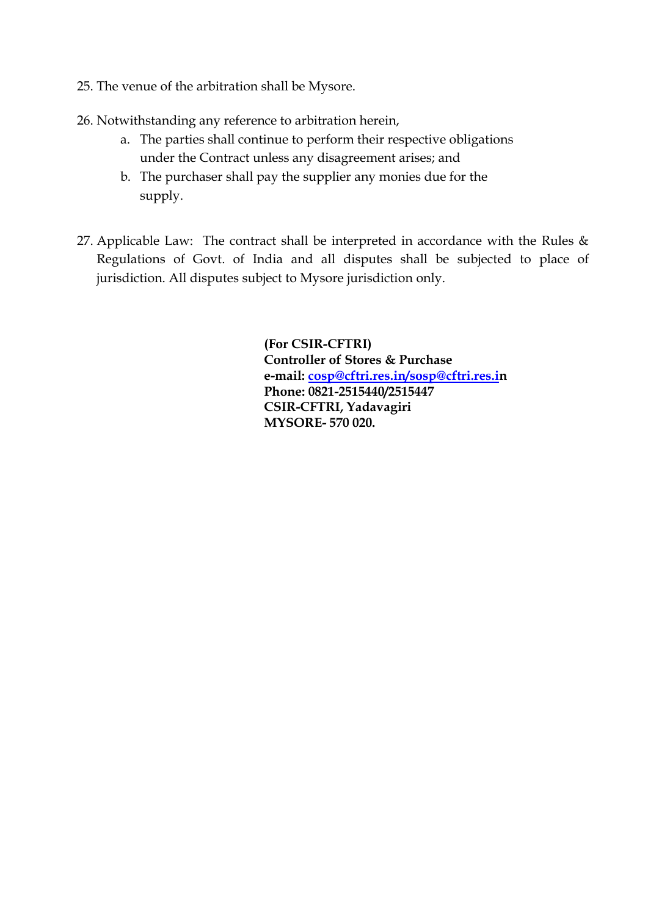25. The venue of the arbitration shall be Mysore.

26. Notwithstanding any reference to arbitration herein,
    a. The parties shall continue to perform their respective obligations under the Contract unless any disagreement arises; and
    b. The purchaser shall pay the supplier any monies due for the supply.

27. Applicable Law: The contract shall be interpreted in accordance with the Rules & Regulations of Govt. of India and all disputes shall be subjected to place of jurisdiction. All disputes subject to Mysore jurisdiction only.

**(For CSIR-CFTRI)**
**Controller of Stores & Purchase**
**e-mail: cosp@cftri.res.in/sosp@cftri.res.in**
**Phone: 0821-2515440/2515447**
**CSIR-CFTRI, Yadavagiri**
**MYSORE- 570 020.**